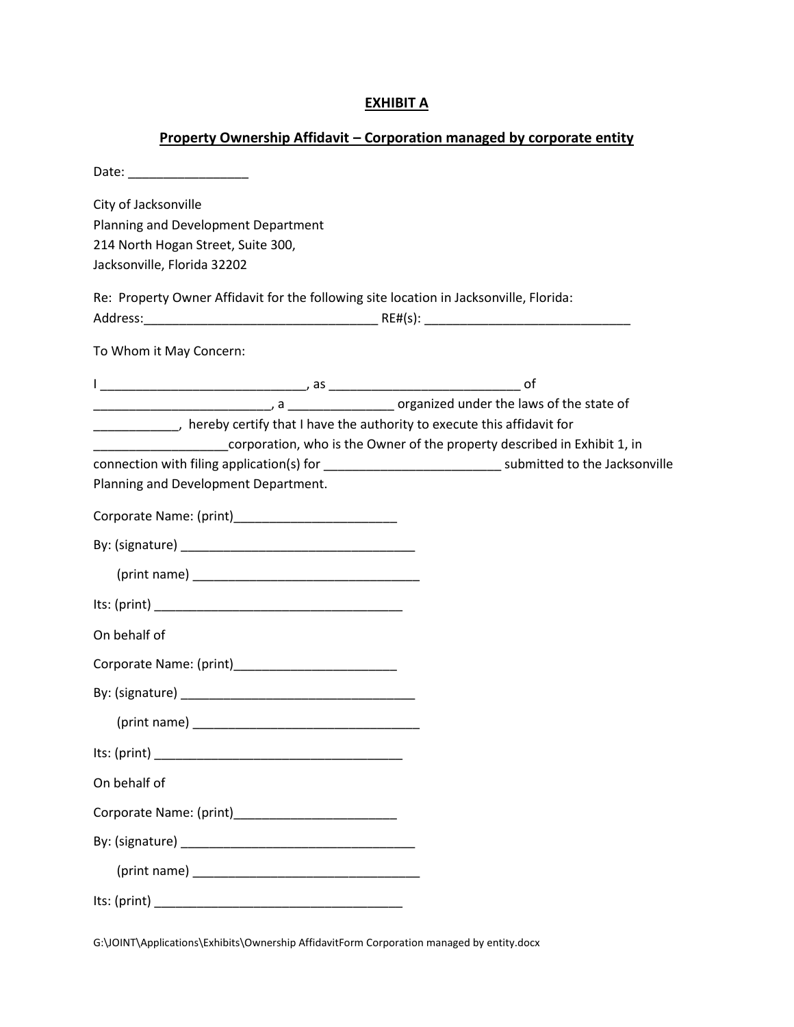**EXHIBIT A**

**Property Ownership Affidavit – Corporation managed by corporate entity**

Date: _________________

City of Jacksonville
Planning and Development Department
214 North Hogan Street, Suite 300,
Jacksonville, Florida 32202

Re: Property Owner Affidavit for the following site location in Jacksonville, Florida:
Address:_________________________________ RE#(s): ______________________________

To Whom it May Concern:

I _____________________________, as ___________________________ of _________________________, a _______________ organized under the laws of the state of ____________, hereby certify that I have the authority to execute this affidavit for ___________________corporation, who is the Owner of the property described in Exhibit 1, in connection with filing application(s) for _________________________ submitted to the Jacksonville Planning and Development Department.

Corporate Name: (print)_______________________

By: (signature) __________________________________

(print name) _________________________________

Its: (print) ____________________________________

On behalf of

Corporate Name: (print)_______________________

By: (signature) __________________________________

(print name) _________________________________

Its: (print) ____________________________________

On behalf of

Corporate Name: (print)_______________________

By: (signature) __________________________________

(print name) _________________________________

Its: (print) ____________________________________

G:\JOINT\Applications\Exhibits\Ownership AffidavitForm Corporation managed by entity.docx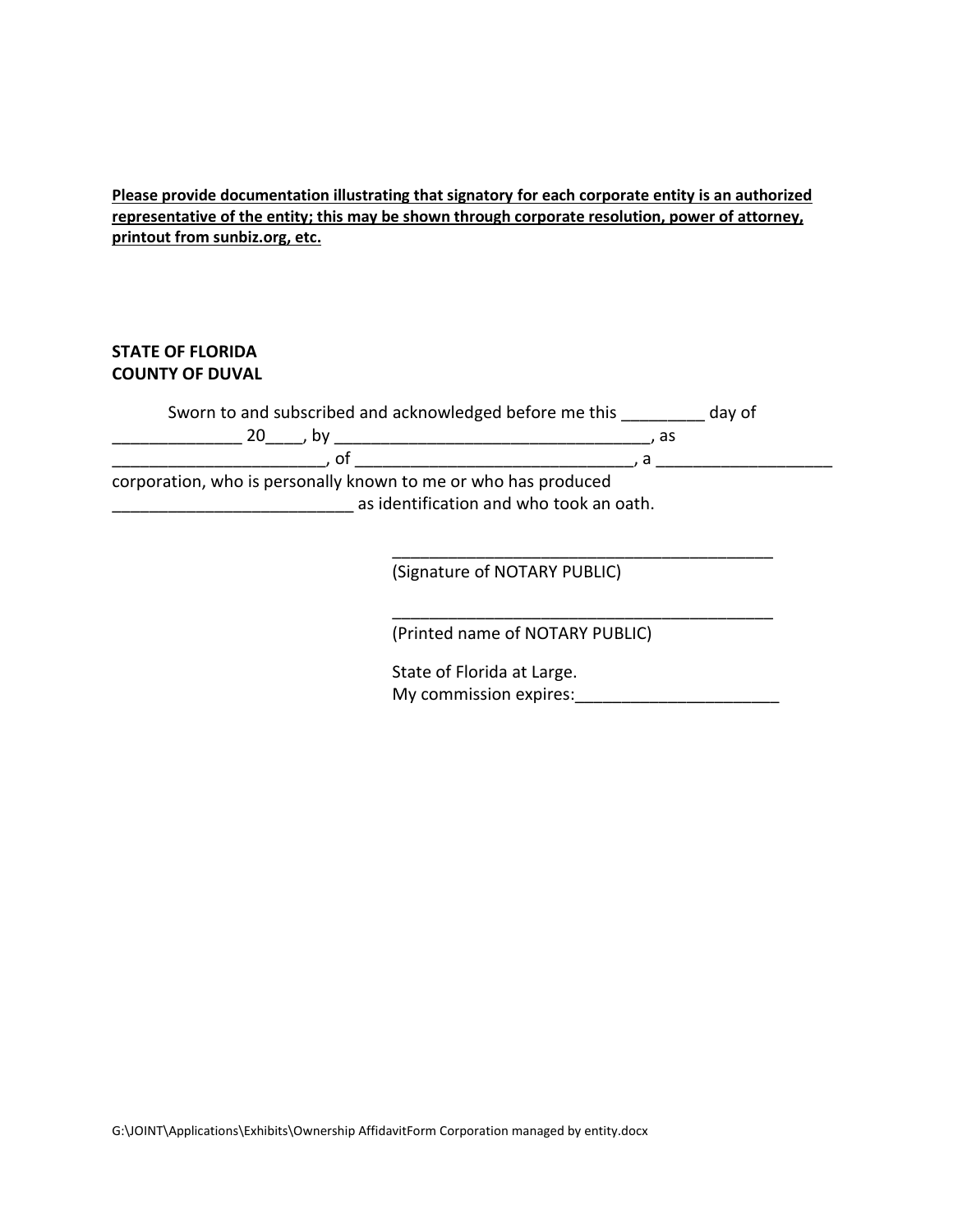**Please provide documentation illustrating that signatory for each corporate entity is an authorized representative of the entity; this may be shown through corporate resolution, power of attorney, printout from sunbiz.org, etc.**

**STATE OF FLORIDA**
**COUNTY OF DUVAL**

Sworn to and subscribed and acknowledged before me this _________ day of ______________ 20____, by ___________________________________, as _______________________, of _______________________________, a ___________________ corporation, who is personally known to me or who has produced __________________________ as identification and who took an oath.

_____________________________________________
(Signature of NOTARY PUBLIC)

_____________________________________________
(Printed name of NOTARY PUBLIC)

State of Florida at Large.
My commission expires:______________________

G:\JOINT\Applications\Exhibits\Ownership AffidavitForm Corporation managed by entity.docx